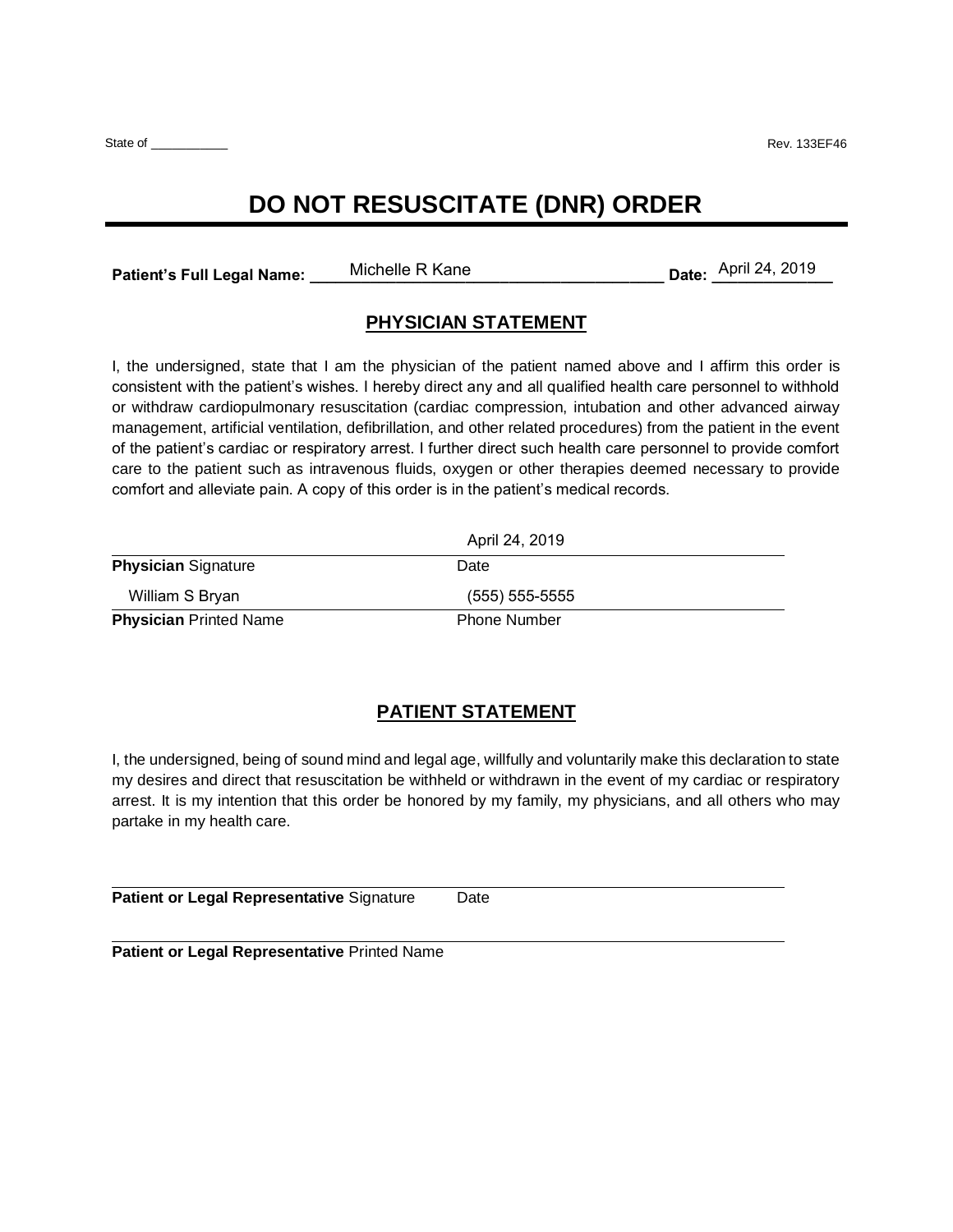State of ___________ Rev. 133EF46

# DO NOT RESUSCITATE (DNR) ORDER

**Patient's Full Legal Name:** Michelle R Kane **Date:** April 24, 2019

## PHYSICIAN STATEMENT

I, the undersigned, state that I am the physician of the patient named above and I affirm this order is consistent with the patient's wishes. I hereby direct any and all qualified health care personnel to withhold or withdraw cardiopulmonary resuscitation (cardiac compression, intubation and other advanced airway management, artificial ventilation, defibrillation, and other related procedures) from the patient in the event of the patient's cardiac or respiratory arrest. I further direct such health care personnel to provide comfort care to the patient such as intravenous fluids, oxygen or other therapies deemed necessary to provide comfort and alleviate pain. A copy of this order is in the patient's medical records.

| | April 24, 2019 |
|---|---|
| **Physician** Signature | Date |
| William S Bryan | (555) 555-5555 |
| **Physician** Printed Name | Phone Number |

## PATIENT STATEMENT

I, the undersigned, being of sound mind and legal age, willfully and voluntarily make this declaration to state my desires and direct that resuscitation be withheld or withdrawn in the event of my cardiac or respiratory arrest. It is my intention that this order be honored by my family, my physicians, and all others who may partake in my health care.

_______________________________________________

**Patient or Legal Representative** Signature Date

_______________________________________________

**Patient or Legal Representative** Printed Name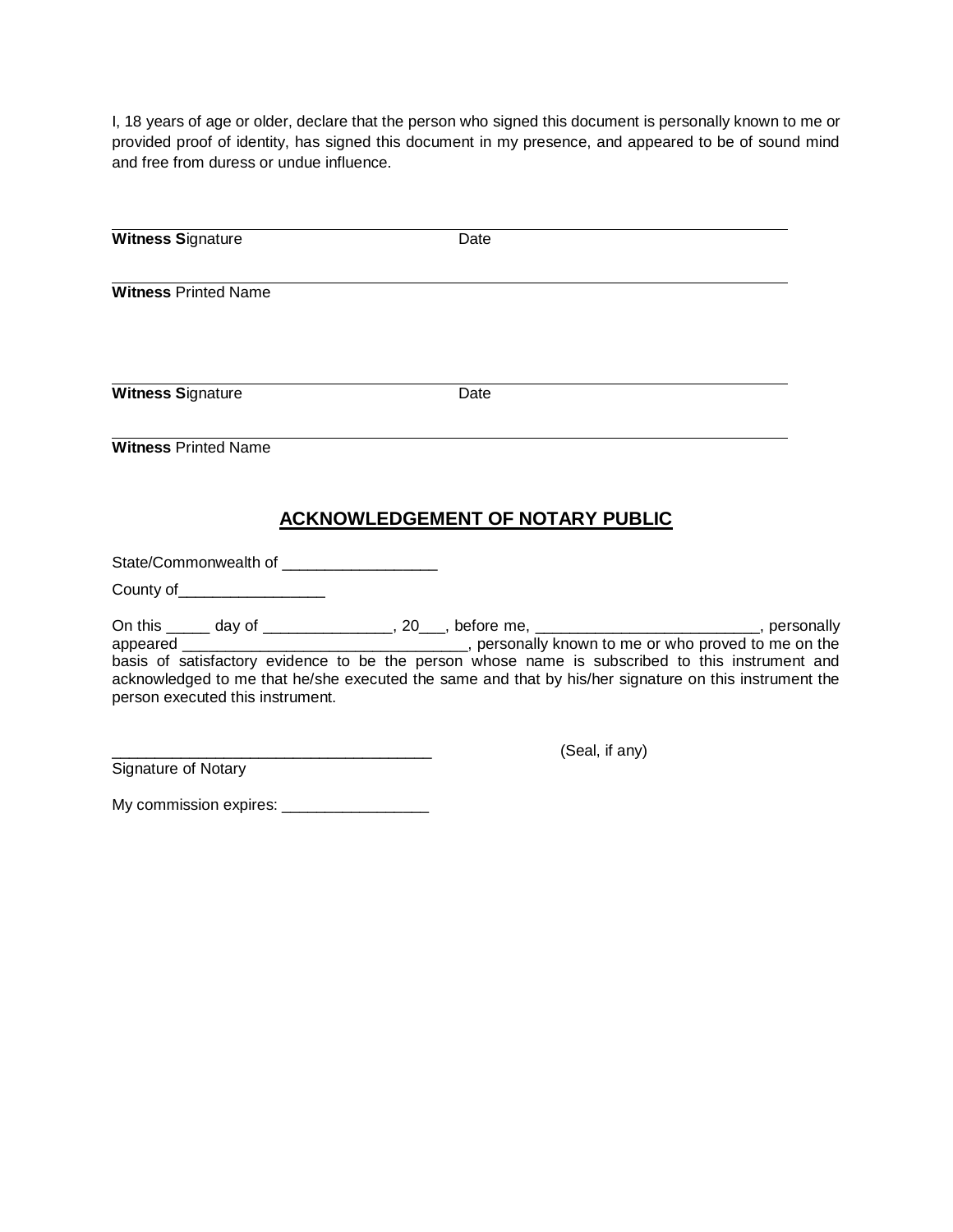I, 18 years of age or older, declare that the person who signed this document is personally known to me or provided proof of identity, has signed this document in my presence, and appeared to be of sound mind and free from duress or undue influence.

______________________________________________________________________________

**Witness S**ignature                                        Date

______________________________________________________________________________

**Witness** Printed Name

______________________________________________________________________________

**Witness S**ignature                                        Date

______________________________________________________________________________

**Witness** Printed Name

## ACKNOWLEDGEMENT OF NOTARY PUBLIC

State/Commonwealth of __________________

County of_________________

On this _____ day of _______________, 20___, before me, __________________________, personally appeared ________________________________, personally known to me or who proved to me on the basis of satisfactory evidence to be the person whose name is subscribed to this instrument and acknowledged to me that he/she executed the same and that by his/her signature on this instrument the person executed this instrument.

_____________________________________                    (Seal, if any)

Signature of Notary

My commission expires: _________________